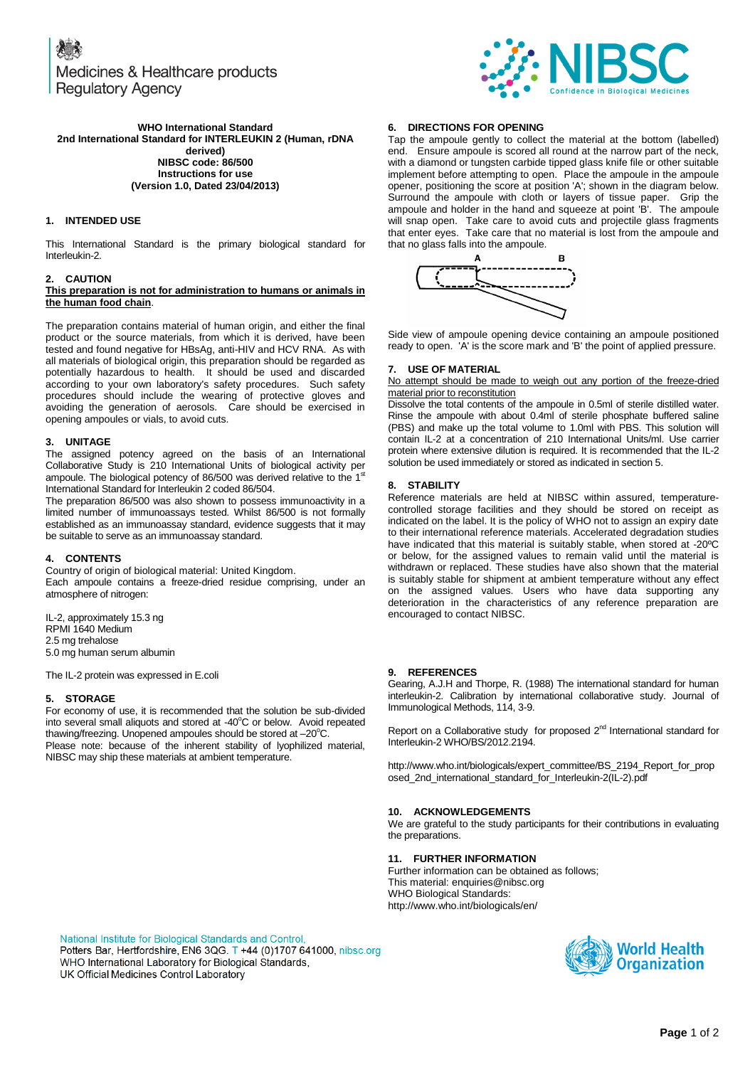Medicines & Healthcare products Regulatory Agency

NIBSC Confidence in Biological Medicines

**WHO International Standard**
**2nd International Standard for INTERLEUKIN 2 (Human, rDNA derived)**
**NIBSC code: 86/500**
**Instructions for use**
**(Version 1.0, Dated 23/04/2013)**

## 1. INTENDED USE

This International Standard is the primary biological standard for Interleukin-2.

## 2. CAUTION

**This preparation is not for administration to humans or animals in the human food chain**.

The preparation contains material of human origin, and either the final product or the source materials, from which it is derived, have been tested and found negative for HBsAg, anti-HIV and HCV RNA. As with all materials of biological origin, this preparation should be regarded as potentially hazardous to health. It should be used and discarded according to your own laboratory's safety procedures. Such safety procedures should include the wearing of protective gloves and avoiding the generation of aerosols. Care should be exercised in opening ampoules or vials, to avoid cuts.

## 3. UNITAGE

The assigned potency agreed on the basis of an International Collaborative Study is 210 International Units of biological activity per ampoule. The biological potency of 86/500 was derived relative to the 1st International Standard for Interleukin 2 coded 86/504.

The preparation 86/500 was also shown to possess immunoactivity in a limited number of immunoassays tested. Whilst 86/500 is not formally established as an immunoassay standard, evidence suggests that it may be suitable to serve as an immunoassay standard.

## 4. CONTENTS

Country of origin of biological material: United Kingdom.
Each ampoule contains a freeze-dried residue comprising, under an atmosphere of nitrogen:

IL-2, approximately 15.3 ng
RPMI 1640 Medium
2.5 mg trehalose
5.0 mg human serum albumin

The IL-2 protein was expressed in E.coli

## 5. STORAGE

For economy of use, it is recommended that the solution be sub-divided into several small aliquots and stored at -40°C or below. Avoid repeated thawing/freezing. Unopened ampoules should be stored at –20°C.
Please note: because of the inherent stability of lyophilized material, NIBSC may ship these materials at ambient temperature.

## 6. DIRECTIONS FOR OPENING

Tap the ampoule gently to collect the material at the bottom (labelled) end. Ensure ampoule is scored all round at the narrow part of the neck, with a diamond or tungsten carbide tipped glass knife file or other suitable implement before attempting to open. Place the ampoule in the ampoule opener, positioning the score at position 'A'; shown in the diagram below. Surround the ampoule with cloth or layers of tissue paper. Grip the ampoule and holder in the hand and squeeze at point 'B'. The ampoule will snap open. Take care to avoid cuts and projectile glass fragments that enter eyes. Take care that no material is lost from the ampoule and that no glass falls into the ampoule.

Side view of ampoule opening device containing an ampoule positioned ready to open. 'A' is the score mark and 'B' the point of applied pressure.

## 7. USE OF MATERIAL

<u>No attempt should be made to weigh out any portion of the freeze-dried material prior to reconstitution</u>

Dissolve the total contents of the ampoule in 0.5ml of sterile distilled water. Rinse the ampoule with about 0.4ml of sterile phosphate buffered saline (PBS) and make up the total volume to 1.0ml with PBS. This solution will contain IL-2 at a concentration of 210 International Units/ml. Use carrier protein where extensive dilution is required. It is recommended that the IL-2 solution be used immediately or stored as indicated in section 5.

## 8. STABILITY

Reference materials are held at NIBSC within assured, temperature-controlled storage facilities and they should be stored on receipt as indicated on the label. It is the policy of WHO not to assign an expiry date to their international reference materials. Accelerated degradation studies have indicated that this material is suitably stable, when stored at -20ºC or below, for the assigned values to remain valid until the material is withdrawn or replaced. These studies have also shown that the material is suitably stable for shipment at ambient temperature without any effect on the assigned values. Users who have data supporting any deterioration in the characteristics of any reference preparation are encouraged to contact NIBSC.

## 9. REFERENCES

Gearing, A.J.H and Thorpe, R. (1988) The international standard for human interleukin-2. Calibration by international collaborative study. Journal of Immunological Methods, 114, 3-9.

Report on a Collaborative study for proposed 2nd International standard for Interleukin-2 WHO/BS/2012.2194.

http://www.who.int/biologicals/expert_committee/BS_2194_Report_for_proposed_2nd_international_standard_for_Interleukin-2(IL-2).pdf

## 10. ACKNOWLEDGEMENTS

We are grateful to the study participants for their contributions in evaluating the preparations.

## 11. FURTHER INFORMATION

Further information can be obtained as follows;
This material: enquiries@nibsc.org
WHO Biological Standards:
http://www.who.int/biologicals/en/

National Institute for Biological Standards and Control,
Potters Bar, Hertfordshire, EN6 3QG. T +44 (0)1707 641000, nibsc.org
WHO International Laboratory for Biological Standards,
UK Official Medicines Control Laboratory

World Health Organization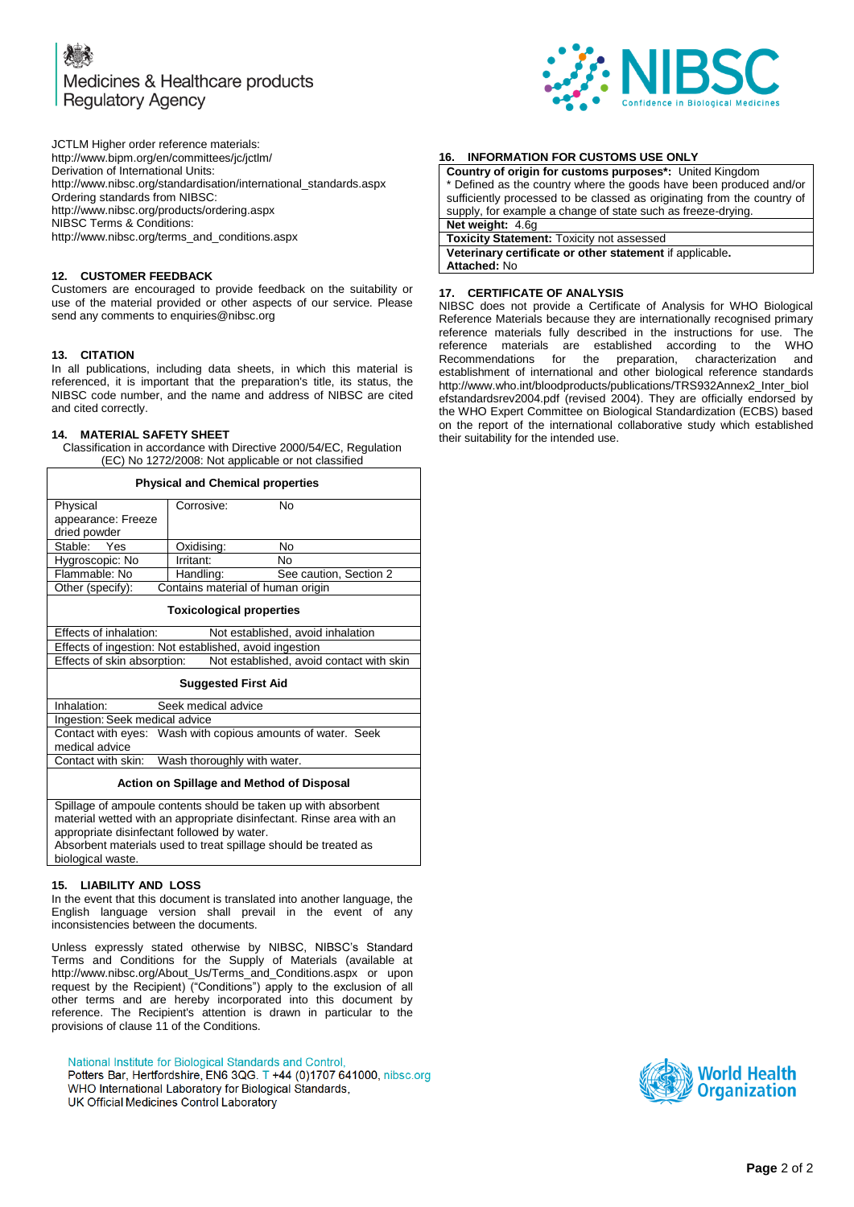JCTLM Higher order reference materials:
http://www.bipm.org/en/committees/jc/jctlm/
Derivation of International Units:
http://www.nibsc.org/standardisation/international_standards.aspx
Ordering standards from NIBSC:
http://www.nibsc.org/products/ordering.aspx
NIBSC Terms & Conditions:
http://www.nibsc.org/terms_and_conditions.aspx

## 12. CUSTOMER FEEDBACK

Customers are encouraged to provide feedback on the suitability or use of the material provided or other aspects of our service. Please send any comments to enquiries@nibsc.org

## 13. CITATION

In all publications, including data sheets, in which this material is referenced, it is important that the preparation's title, its status, the NIBSC code number, and the name and address of NIBSC are cited and cited correctly.

## 14. MATERIAL SAFETY SHEET

Classification in accordance with Directive 2000/54/EC, Regulation (EC) No 1272/2008: Not applicable or not classified

| Physical and Chemical properties | | |
|---|---|---|
| Physical appearance: Freeze dried powder | Corrosive: | No |
| Stable: Yes | Oxidising: | No |
| Hygroscopic: No | Irritant: | No |
| Flammable: No | Handling: | See caution, Section 2 |
| Other (specify): Contains material of human origin | | |

| Toxicological properties |
|---|
| Effects of inhalation: Not established, avoid inhalation |
| Effects of ingestion: Not established, avoid ingestion |
| Effects of skin absorption: Not established, avoid contact with skin |

| Suggested First Aid |
|---|
| Inhalation: Seek medical advice |
| Ingestion: Seek medical advice |
| Contact with eyes: Wash with copious amounts of water. Seek medical advice |
| Contact with skin: Wash thoroughly with water. |

| Action on Spillage and Method of Disposal |
|---|
| Spillage of ampoule contents should be taken up with absorbent material wetted with an appropriate disinfectant. Rinse area with an appropriate disinfectant followed by water. Absorbent materials used to treat spillage should be treated as biological waste. |

## 15. LIABILITY AND LOSS

In the event that this document is translated into another language, the English language version shall prevail in the event of any inconsistencies between the documents.

Unless expressly stated otherwise by NIBSC, NIBSC's Standard Terms and Conditions for the Supply of Materials (available at http://www.nibsc.org/About_Us/Terms_and_Conditions.aspx or upon request by the Recipient) ("Conditions") apply to the exclusion of all other terms and are hereby incorporated into this document by reference. The Recipient's attention is drawn in particular to the provisions of clause 11 of the Conditions.

## 16. INFORMATION FOR CUSTOMS USE ONLY

| |
|---|
| **Country of origin for customs purposes*:** United Kingdom<br>* Defined as the country where the goods have been produced and/or sufficiently processed to be classed as originating from the country of supply, for example a change of state such as freeze-drying. |
| **Net weight:** 4.6g |
| **Toxicity Statement:** Toxicity not assessed |
| **Veterinary certificate or other statement** if applicable.<br>**Attached:** No |

## 17. CERTIFICATE OF ANALYSIS

NIBSC does not provide a Certificate of Analysis for WHO Biological Reference Materials because they are internationally recognised primary reference materials fully described in the instructions for use. The reference materials are established according to the WHO Recommendations for the preparation, characterization and establishment of international and other biological reference standards http://www.who.int/bloodproducts/publications/TRS932Annex2_Inter_biolefstandardsrev2004.pdf (revised 2004). They are officially endorsed by the WHO Expert Committee on Biological Standardization (ECBS) based on the report of the international collaborative study which established their suitability for the intended use.

National Institute for Biological Standards and Control,
Potters Bar, Hertfordshire, EN6 3QG. T +44 (0)1707 641000, nibsc.org
WHO International Laboratory for Biological Standards,
UK Official Medicines Control Laboratory